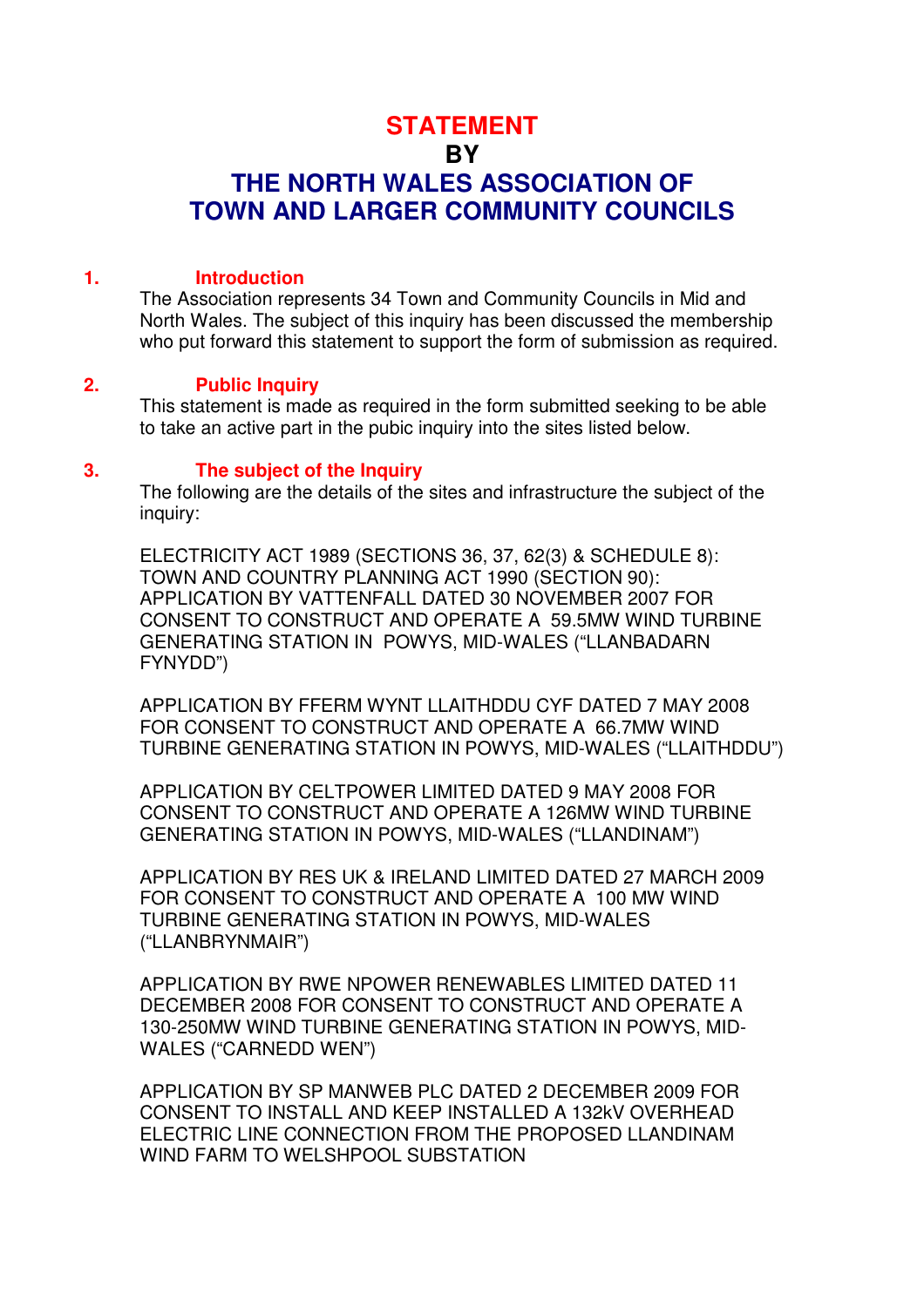# STATEMENT

## BY

# THE NORTH WALES ASSOCIATION OF TOWN AND LARGER COMMUNITY COUNCILS

## 1. Introduction

The Association represents 34 Town and Community Councils in Mid and North Wales. The subject of this inquiry has been discussed the membership who put forward this statement to support the form of submission as required.

## 2. Public Inquiry

This statement is made as required in the form submitted seeking to be able to take an active part in the pubic inquiry into the sites listed below.

## 3. The subject of the Inquiry

The following are the details of the sites and infrastructure the subject of the inquiry:

ELECTRICITY ACT 1989 (SECTIONS 36, 37, 62(3) & SCHEDULE 8): TOWN AND COUNTRY PLANNING ACT 1990 (SECTION 90): APPLICATION BY VATTENFALL DATED 30 NOVEMBER 2007 FOR CONSENT TO CONSTRUCT AND OPERATE A 59.5MW WIND TURBINE GENERATING STATION IN POWYS, MID-WALES ("LLANBADARN FYNYDD")

APPLICATION BY FFERM WYNT LLAITHDDU CYF DATED 7 MAY 2008 FOR CONSENT TO CONSTRUCT AND OPERATE A 66.7MW WIND TURBINE GENERATING STATION IN POWYS, MID-WALES ("LLAITHDDU")

APPLICATION BY CELTPOWER LIMITED DATED 9 MAY 2008 FOR CONSENT TO CONSTRUCT AND OPERATE A 126MW WIND TURBINE GENERATING STATION IN POWYS, MID-WALES ("LLANDINAM")

APPLICATION BY RES UK & IRELAND LIMITED DATED 27 MARCH 2009 FOR CONSENT TO CONSTRUCT AND OPERATE A 100 MW WIND TURBINE GENERATING STATION IN POWYS, MID-WALES ("LLANBRYNMAIR")

APPLICATION BY RWE NPOWER RENEWABLES LIMITED DATED 11 DECEMBER 2008 FOR CONSENT TO CONSTRUCT AND OPERATE A 130-250MW WIND TURBINE GENERATING STATION IN POWYS, MID-WALES ("CARNEDD WEN")

APPLICATION BY SP MANWEB PLC DATED 2 DECEMBER 2009 FOR CONSENT TO INSTALL AND KEEP INSTALLED A 132kV OVERHEAD ELECTRIC LINE CONNECTION FROM THE PROPOSED LLANDINAM WIND FARM TO WELSHPOOL SUBSTATION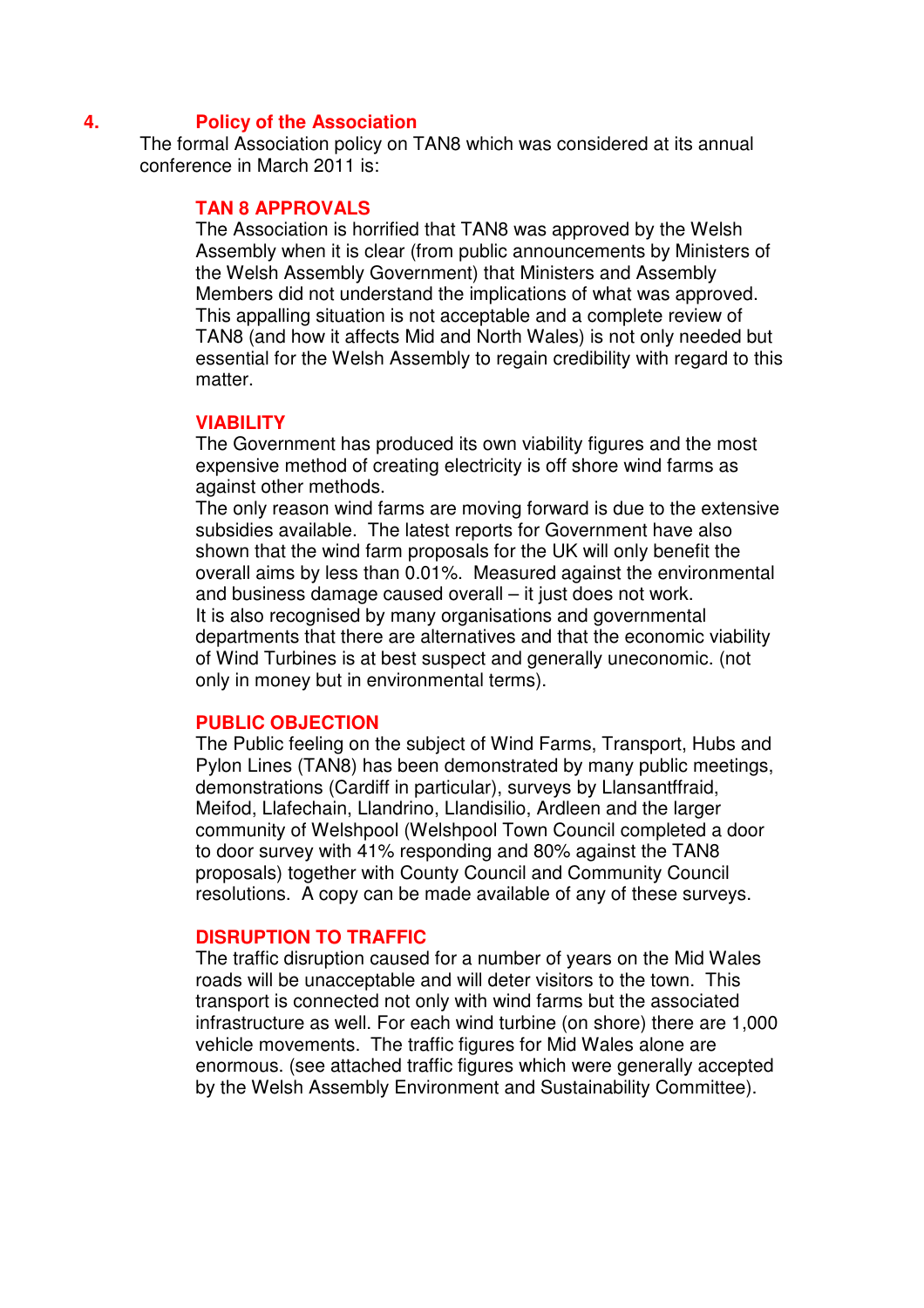## 4. Policy of the Association

The formal Association policy on TAN8 which was considered at its annual conference in March 2011 is:

### TAN 8 APPROVALS

The Association is horrified that TAN8 was approved by the Welsh Assembly when it is clear (from public announcements by Ministers of the Welsh Assembly Government) that Ministers and Assembly Members did not understand the implications of what was approved. This appalling situation is not acceptable and a complete review of TAN8 (and how it affects Mid and North Wales) is not only needed but essential for the Welsh Assembly to regain credibility with regard to this matter.

### VIABILITY

The Government has produced its own viability figures and the most expensive method of creating electricity is off shore wind farms as against other methods.

The only reason wind farms are moving forward is due to the extensive subsidies available. The latest reports for Government have also shown that the wind farm proposals for the UK will only benefit the overall aims by less than 0.01%. Measured against the environmental and business damage caused overall – it just does not work.

It is also recognised by many organisations and governmental departments that there are alternatives and that the economic viability of Wind Turbines is at best suspect and generally uneconomic. (not only in money but in environmental terms).

### PUBLIC OBJECTION

The Public feeling on the subject of Wind Farms, Transport, Hubs and Pylon Lines (TAN8) has been demonstrated by many public meetings, demonstrations (Cardiff in particular), surveys by Llansantffraid, Meifod, Llafechain, Llandrino, Llandisilio, Ardleen and the larger community of Welshpool (Welshpool Town Council completed a door to door survey with 41% responding and 80% against the TAN8 proposals) together with County Council and Community Council resolutions. A copy can be made available of any of these surveys.

### DISRUPTION TO TRAFFIC

The traffic disruption caused for a number of years on the Mid Wales roads will be unacceptable and will deter visitors to the town. This transport is connected not only with wind farms but the associated infrastructure as well. For each wind turbine (on shore) there are 1,000 vehicle movements. The traffic figures for Mid Wales alone are enormous. (see attached traffic figures which were generally accepted by the Welsh Assembly Environment and Sustainability Committee).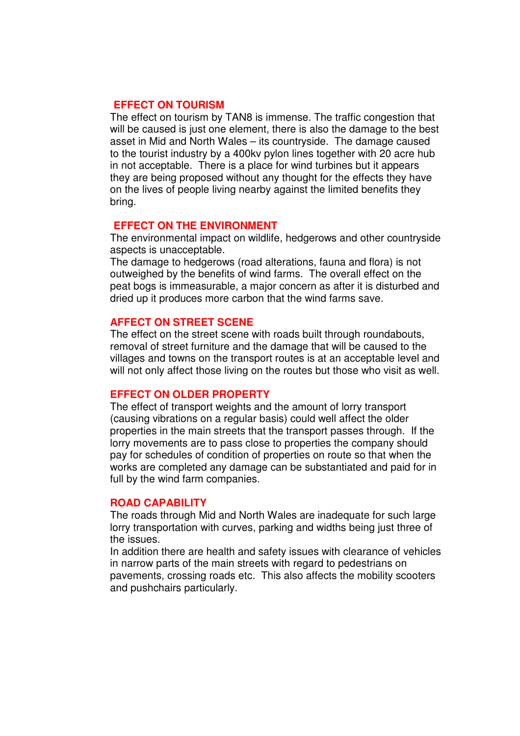## EFFECT ON TOURISM

The effect on tourism by TAN8 is immense. The traffic congestion that will be caused is just one element, there is also the damage to the best asset in Mid and North Wales – its countryside. The damage caused to the tourist industry by a 400kv pylon lines together with 20 acre hub in not acceptable. There is a place for wind turbines but it appears they are being proposed without any thought for the effects they have on the lives of people living nearby against the limited benefits they bring.

## EFFECT ON THE ENVIRONMENT

The environmental impact on wildlife, hedgerows and other countryside aspects is unacceptable.

The damage to hedgerows (road alterations, fauna and flora) is not outweighed by the benefits of wind farms. The overall effect on the peat bogs is immeasurable, a major concern as after it is disturbed and dried up it produces more carbon that the wind farms save.

## AFFECT ON STREET SCENE

The effect on the street scene with roads built through roundabouts, removal of street furniture and the damage that will be caused to the villages and towns on the transport routes is at an acceptable level and will not only affect those living on the routes but those who visit as well.

## EFFECT ON OLDER PROPERTY

The effect of transport weights and the amount of lorry transport (causing vibrations on a regular basis) could well affect the older properties in the main streets that the transport passes through. If the lorry movements are to pass close to properties the company should pay for schedules of condition of properties on route so that when the works are completed any damage can be substantiated and paid for in full by the wind farm companies.

## ROAD CAPABILITY

The roads through Mid and North Wales are inadequate for such large lorry transportation with curves, parking and widths being just three of the issues.

In addition there are health and safety issues with clearance of vehicles in narrow parts of the main streets with regard to pedestrians on pavements, crossing roads etc. This also affects the mobility scooters and pushchairs particularly.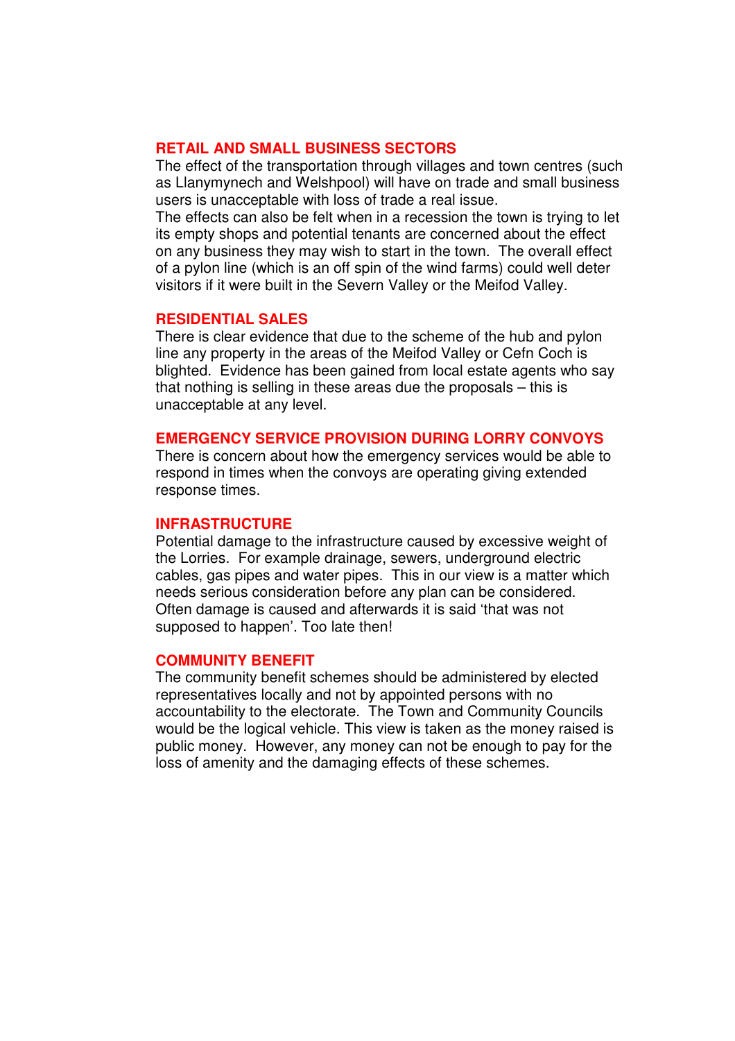## RETAIL AND SMALL BUSINESS SECTORS

The effect of the transportation through villages and town centres (such as Llanymynech and Welshpool) will have on trade and small business users is unacceptable with loss of trade a real issue.

The effects can also be felt when in a recession the town is trying to let its empty shops and potential tenants are concerned about the effect on any business they may wish to start in the town. The overall effect of a pylon line (which is an off spin of the wind farms) could well deter visitors if it were built in the Severn Valley or the Meifod Valley.

## RESIDENTIAL SALES

There is clear evidence that due to the scheme of the hub and pylon line any property in the areas of the Meifod Valley or Cefn Coch is blighted. Evidence has been gained from local estate agents who say that nothing is selling in these areas due the proposals – this is unacceptable at any level.

## EMERGENCY SERVICE PROVISION DURING LORRY CONVOYS

There is concern about how the emergency services would be able to respond in times when the convoys are operating giving extended response times.

## INFRASTRUCTURE

Potential damage to the infrastructure caused by excessive weight of the Lorries. For example drainage, sewers, underground electric cables, gas pipes and water pipes. This in our view is a matter which needs serious consideration before any plan can be considered. Often damage is caused and afterwards it is said 'that was not supposed to happen'. Too late then!

## COMMUNITY BENEFIT

The community benefit schemes should be administered by elected representatives locally and not by appointed persons with no accountability to the electorate. The Town and Community Councils would be the logical vehicle. This view is taken as the money raised is public money. However, any money can not be enough to pay for the loss of amenity and the damaging effects of these schemes.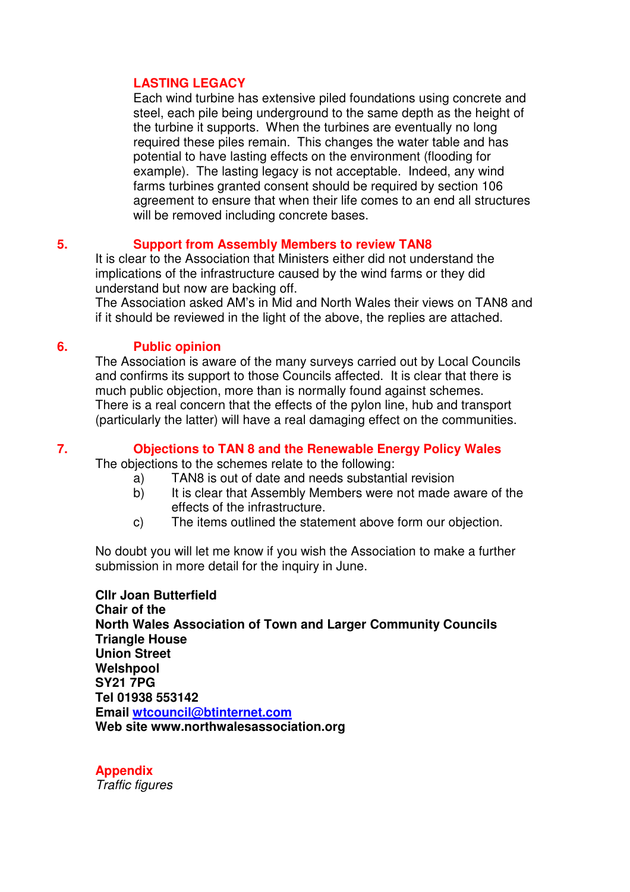**LASTING LEGACY**

Each wind turbine has extensive piled foundations using concrete and steel, each pile being underground to the same depth as the height of the turbine it supports. When the turbines are eventually no long required these piles remain. This changes the water table and has potential to have lasting effects on the environment (flooding for example). The lasting legacy is not acceptable. Indeed, any wind farms turbines granted consent should be required by section 106 agreement to ensure that when their life comes to an end all structures will be removed including concrete bases.

## 5. Support from Assembly Members to review TAN8

It is clear to the Association that Ministers either did not understand the implications of the infrastructure caused by the wind farms or they did understand but now are backing off.

The Association asked AM's in Mid and North Wales their views on TAN8 and if it should be reviewed in the light of the above, the replies are attached.

## 6. Public opinion

The Association is aware of the many surveys carried out by Local Councils and confirms its support to those Councils affected. It is clear that there is much public objection, more than is normally found against schemes. There is a real concern that the effects of the pylon line, hub and transport (particularly the latter) will have a real damaging effect on the communities.

## 7. Objections to TAN 8 and the Renewable Energy Policy Wales

The objections to the schemes relate to the following:

a) TAN8 is out of date and needs substantial revision
b) It is clear that Assembly Members were not made aware of the effects of the infrastructure.
c) The items outlined the statement above form our objection.

No doubt you will let me know if you wish the Association to make a further submission in more detail for the inquiry in June.

**Cllr Joan Butterfield**
**Chair of the**
**North Wales Association of Town and Larger Community Councils**
**Triangle House**
**Union Street**
**Welshpool**
**SY21 7PG**
**Tel 01938 553142**
**Email wtcouncil@btinternet.com**
**Web site www.northwalesassociation.org**

**Appendix**

*Traffic figures*